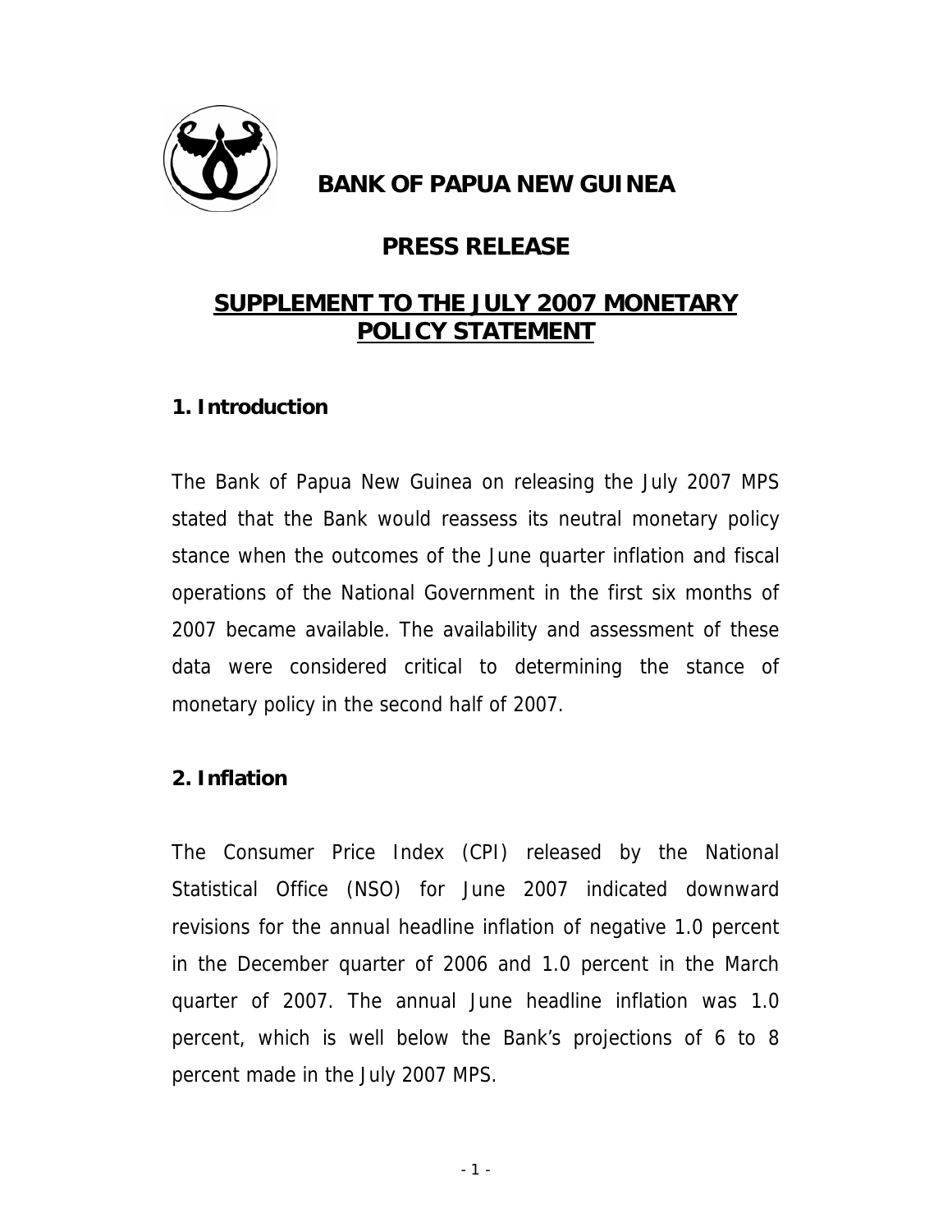# BANK OF PAPUA NEW GUINEA

## PRESS RELEASE

## SUPPLEMENT TO THE JULY 2007 MONETARY POLICY STATEMENT

### 1. Introduction

The Bank of Papua New Guinea on releasing the July 2007 MPS stated that the Bank would reassess its neutral monetary policy stance when the outcomes of the June quarter inflation and fiscal operations of the National Government in the first six months of 2007 became available. The availability and assessment of these data were considered critical to determining the stance of monetary policy in the second half of 2007.

### 2. Inflation

The Consumer Price Index (CPI) released by the National Statistical Office (NSO) for June 2007 indicated downward revisions for the annual headline inflation of negative 1.0 percent in the December quarter of 2006 and 1.0 percent in the March quarter of 2007. The annual June headline inflation was 1.0 percent, which is well below the Bank's projections of 6 to 8 percent made in the July 2007 MPS.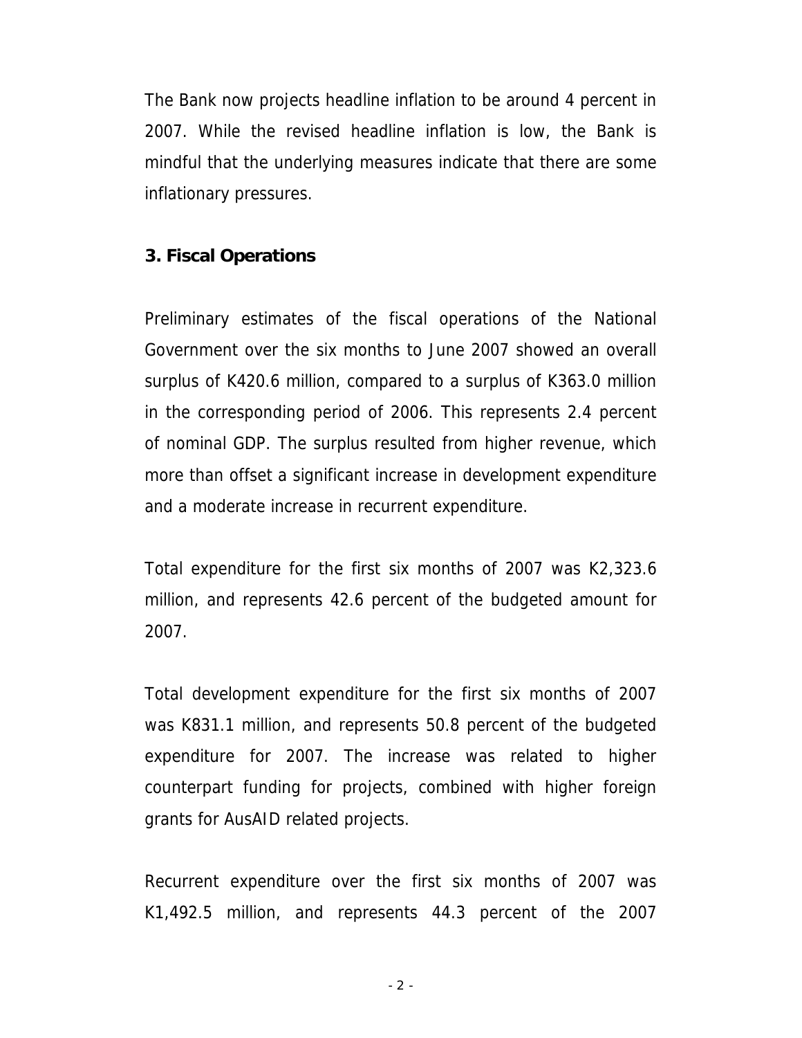The Bank now projects headline inflation to be around 4 percent in 2007. While the revised headline inflation is low, the Bank is mindful that the underlying measures indicate that there are some inflationary pressures.

## 3. Fiscal Operations

Preliminary estimates of the fiscal operations of the National Government over the six months to June 2007 showed an overall surplus of K420.6 million, compared to a surplus of K363.0 million in the corresponding period of 2006. This represents 2.4 percent of nominal GDP. The surplus resulted from higher revenue, which more than offset a significant increase in development expenditure and a moderate increase in recurrent expenditure.

Total expenditure for the first six months of 2007 was K2,323.6 million, and represents 42.6 percent of the budgeted amount for 2007.

Total development expenditure for the first six months of 2007 was K831.1 million, and represents 50.8 percent of the budgeted expenditure for 2007. The increase was related to higher counterpart funding for projects, combined with higher foreign grants for AusAID related projects.

Recurrent expenditure over the first six months of 2007 was K1,492.5 million, and represents 44.3 percent of the 2007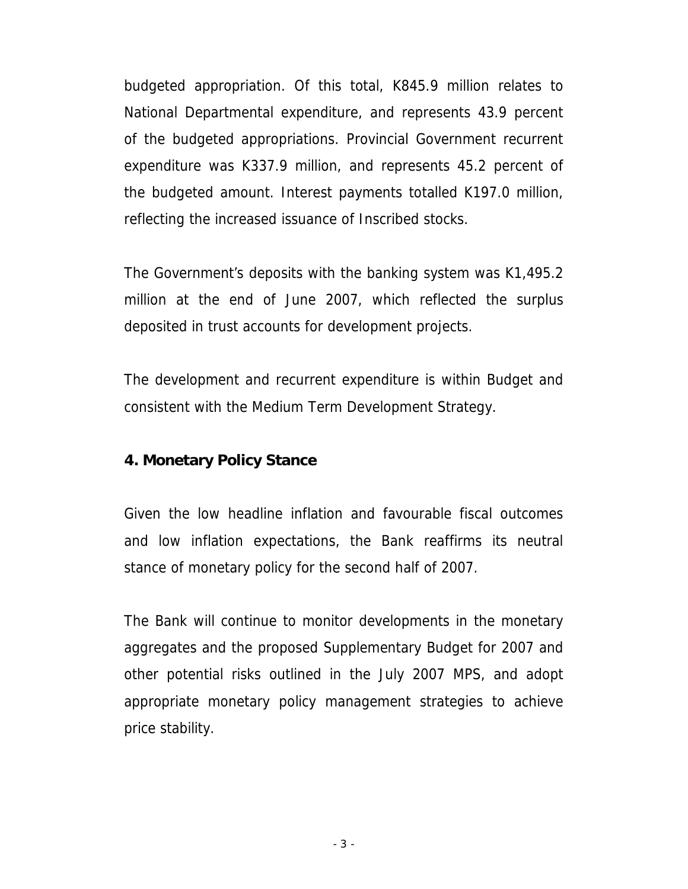budgeted appropriation. Of this total, K845.9 million relates to National Departmental expenditure, and represents 43.9 percent of the budgeted appropriations. Provincial Government recurrent expenditure was K337.9 million, and represents 45.2 percent of the budgeted amount. Interest payments totalled K197.0 million, reflecting the increased issuance of Inscribed stocks.

The Government's deposits with the banking system was K1,495.2 million at the end of June 2007, which reflected the surplus deposited in trust accounts for development projects.

The development and recurrent expenditure is within Budget and consistent with the Medium Term Development Strategy.

## 4. Monetary Policy Stance

Given the low headline inflation and favourable fiscal outcomes and low inflation expectations, the Bank reaffirms its neutral stance of monetary policy for the second half of 2007.

The Bank will continue to monitor developments in the monetary aggregates and the proposed Supplementary Budget for 2007 and other potential risks outlined in the July 2007 MPS, and adopt appropriate monetary policy management strategies to achieve price stability.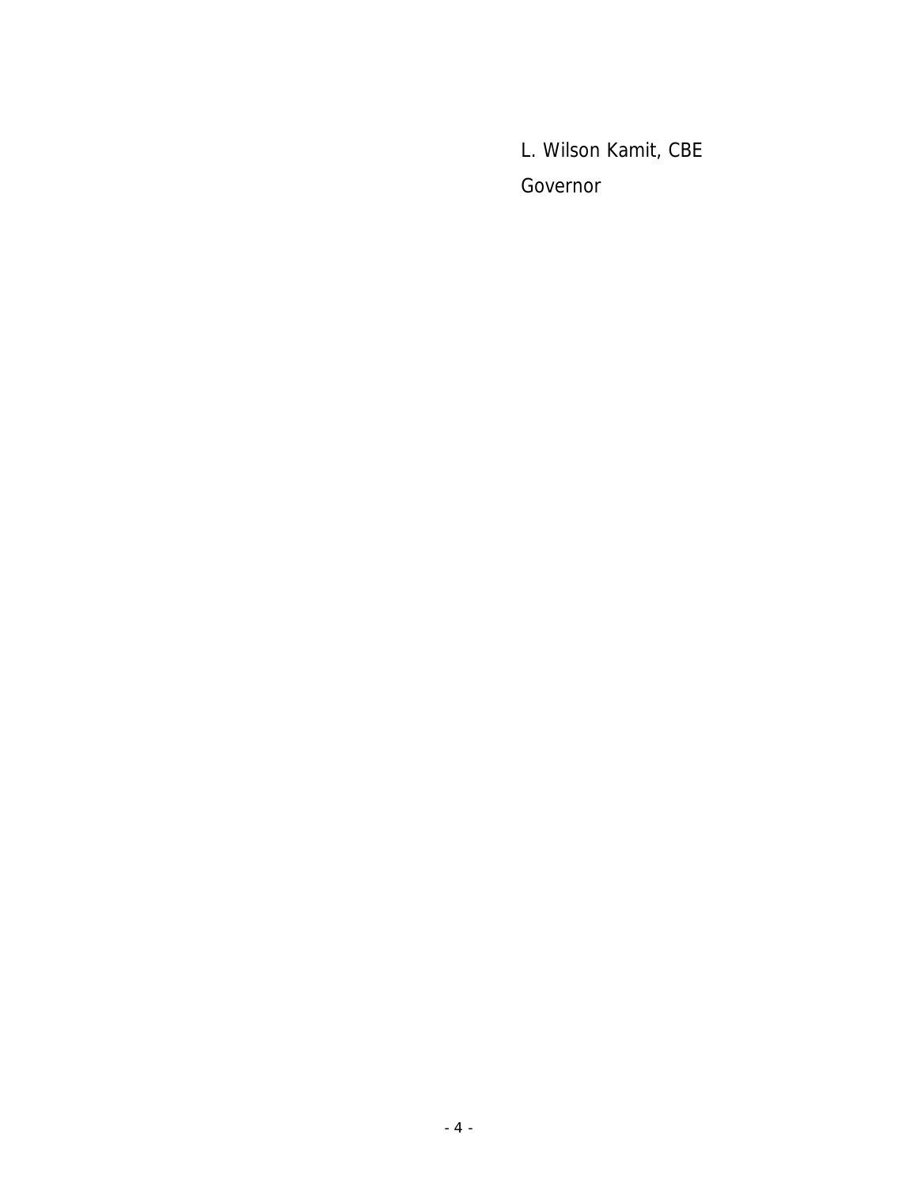L. Wilson Kamit, CBE

Governor